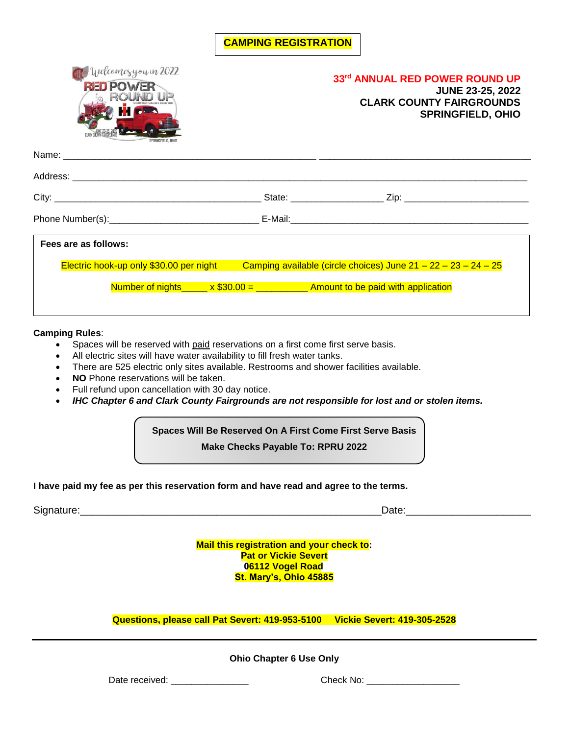# CAMPING REGISTRATION

**33rd ANNUAL RED POWER ROUND UP**
**JUNE 23-25, 2022**
**CLARK COUNTY FAIRGROUNDS**
**SPRINGFIELD, OHIO**

Name: _______________________________________________ _____________________________________

Address: ______________________________________________________________________________

City: _______________________________________ State: _________________ Zip: _______________________

Phone Number(s):_____________________________ E-Mail:_____________________________________________

**Fees are as follows:**

Electric hook-up only $30.00 per night    Camping available (circle choices) June 21 – 22 – 23 – 24 – 25

Number of nights_____ x $30.00 = __________ Amount to be paid with application

**Camping Rules**:

- Spaces will be reserved with paid reservations on a first come first serve basis.
- All electric sites will have water availability to fill fresh water tanks.
- There are 525 electric only sites available. Restrooms and shower facilities available.
- **NO** Phone reservations will be taken.
- Full refund upon cancellation with 30 day notice.
- ***IHC Chapter 6 and Clark County Fairgrounds are not responsible for lost and or stolen items.***

**Spaces Will Be Reserved On A First Come First Serve Basis**
**Make Checks Payable To: RPRU 2022**

**I have paid my fee as per this reservation form and have read and agree to the terms.**

Signature:_______________________________________________________Date:_____________________

**Mail this registration and your check to:**
**Pat or Vickie Severt**
**06112 Vogel Road**
**St. Mary's, Ohio 45885**

**Questions, please call Pat Severt: 419-953-5100   Vickie Severt: 419-305-2528**

---

**Ohio Chapter 6 Use Only**

Date received: _______________    Check No: _________________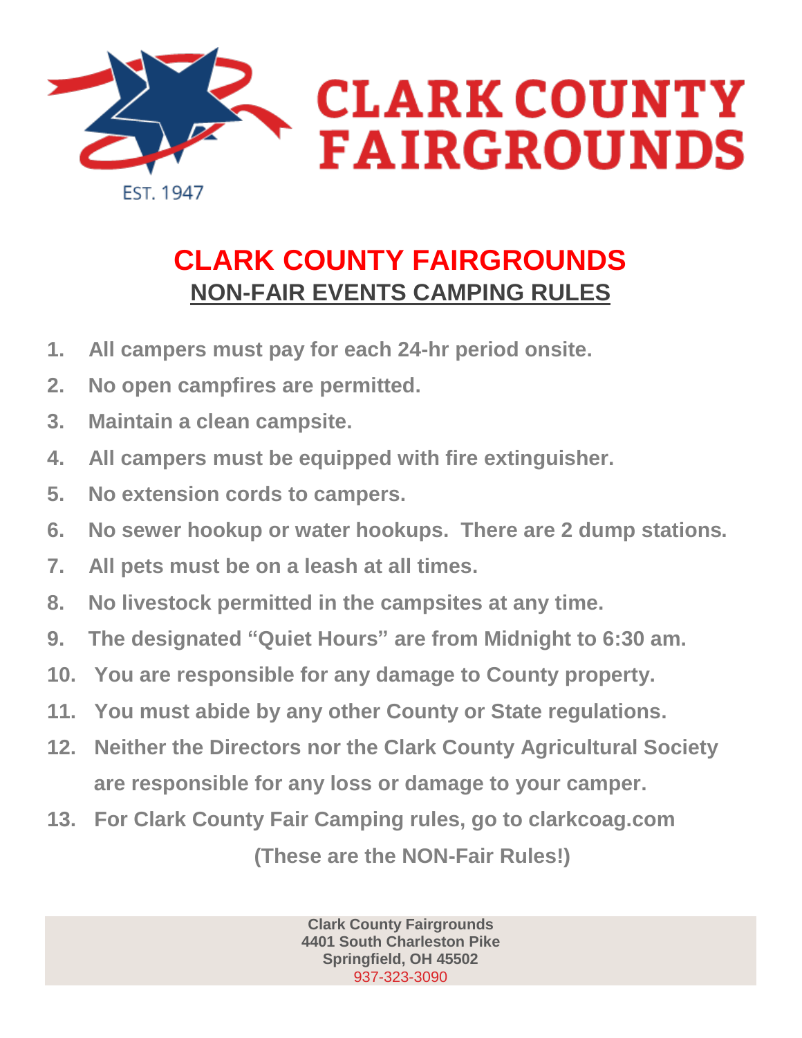CLARK COUNTY FAIRGROUNDS

EST. 1947

# CLARK COUNTY FAIRGROUNDS

## NON-FAIR EVENTS CAMPING RULES

1. **All campers must pay for each 24-hr period onsite.**
2. **No open campfires are permitted.**
3. **Maintain a clean campsite.**
4. **All campers must be equipped with fire extinguisher.**
5. **No extension cords to campers.**
6. **No sewer hookup or water hookups. There are 2 dump stations.**
7. **All pets must be on a leash at all times.**
8. **No livestock permitted in the campsites at any time.**
9. **The designated "Quiet Hours" are from Midnight to 6:30 am.**
10. **You are responsible for any damage to County property.**
11. **You must abide by any other County or State regulations.**
12. **Neither the Directors nor the Clark County Agricultural Society are responsible for any loss or damage to your camper.**
13. **For Clark County Fair Camping rules, go to clarkcoag.com**

**(These are the NON-Fair Rules!)**

**Clark County Fairgrounds**
**4401 South Charleston Pike**
**Springfield, OH 45502**
937-323-3090